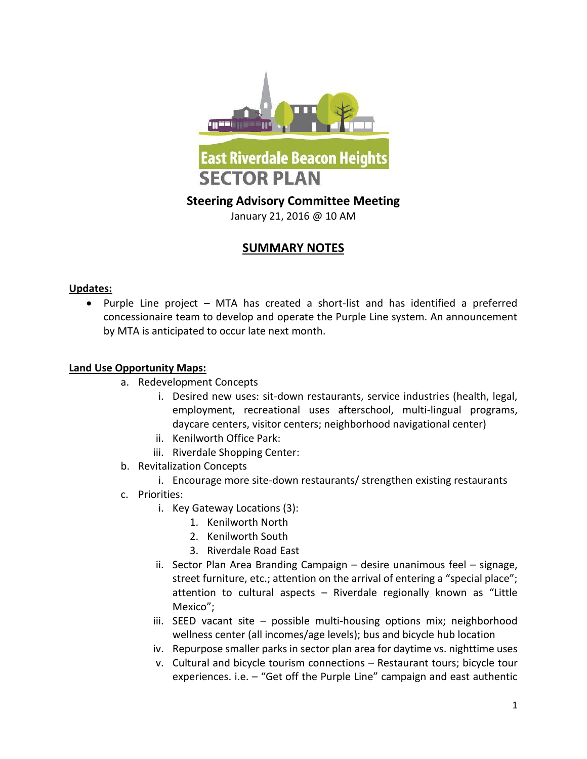East Riverdale Beacon Heights

SECTOR PLAN

## Steering Advisory Committee Meeting

January 21, 2016 @ 10 AM

## SUMMARY NOTES

**Updates:**

- Purple Line project – MTA has created a short-list and has identified a preferred concessionaire team to develop and operate the Purple Line system. An announcement by MTA is anticipated to occur late next month.

**Land Use Opportunity Maps:**

a. Redevelopment Concepts
   i. Desired new uses: sit-down restaurants, service industries (health, legal, employment, recreational uses afterschool, multi-lingual programs, daycare centers, visitor centers; neighborhood navigational center)
   ii. Kenilworth Office Park:
   iii. Riverdale Shopping Center:
b. Revitalization Concepts
   i. Encourage more site-down restaurants/ strengthen existing restaurants
c. Priorities:
   i. Key Gateway Locations (3):
      1. Kenilworth North
      2. Kenilworth South
      3. Riverdale Road East
   ii. Sector Plan Area Branding Campaign – desire unanimous feel – signage, street furniture, etc.; attention on the arrival of entering a "special place"; attention to cultural aspects – Riverdale regionally known as "Little Mexico";
   iii. SEED vacant site – possible multi-housing options mix; neighborhood wellness center (all incomes/age levels); bus and bicycle hub location
   iv. Repurpose smaller parks in sector plan area for daytime vs. nighttime uses
   v. Cultural and bicycle tourism connections – Restaurant tours; bicycle tour experiences. i.e. – "Get off the Purple Line" campaign and east authentic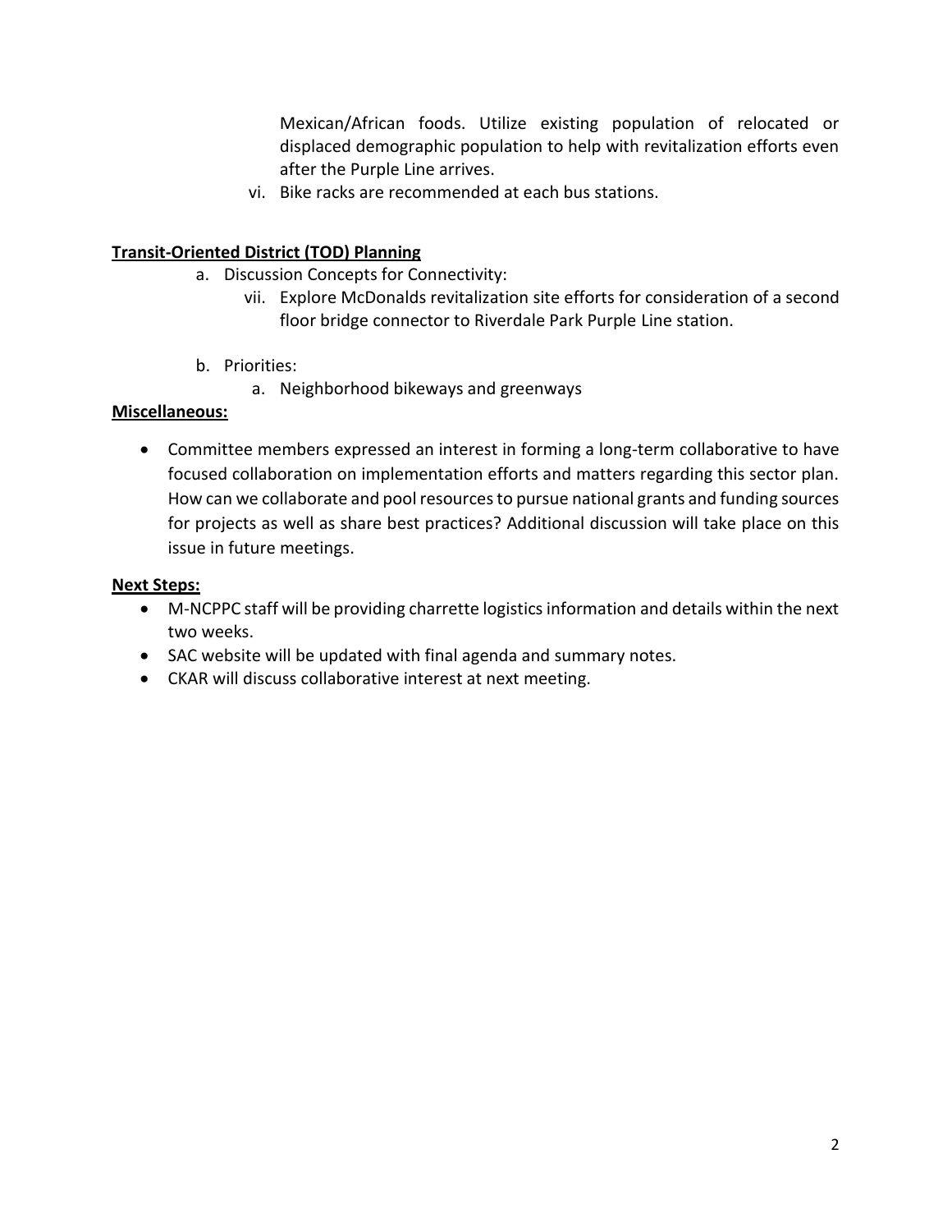Mexican/African foods. Utilize existing population of relocated or displaced demographic population to help with revitalization efforts even after the Purple Line arrives.

vi. Bike racks are recommended at each bus stations.

**Transit-Oriented District (TOD) Planning**

a. Discussion Concepts for Connectivity:

vii. Explore McDonalds revitalization site efforts for consideration of a second floor bridge connector to Riverdale Park Purple Line station.

b. Priorities:

a. Neighborhood bikeways and greenways

**Miscellaneous:**

- Committee members expressed an interest in forming a long-term collaborative to have focused collaboration on implementation efforts and matters regarding this sector plan. How can we collaborate and pool resources to pursue national grants and funding sources for projects as well as share best practices? Additional discussion will take place on this issue in future meetings.

**Next Steps:**

- M-NCPPC staff will be providing charrette logistics information and details within the next two weeks.
- SAC website will be updated with final agenda and summary notes.
- CKAR will discuss collaborative interest at next meeting.